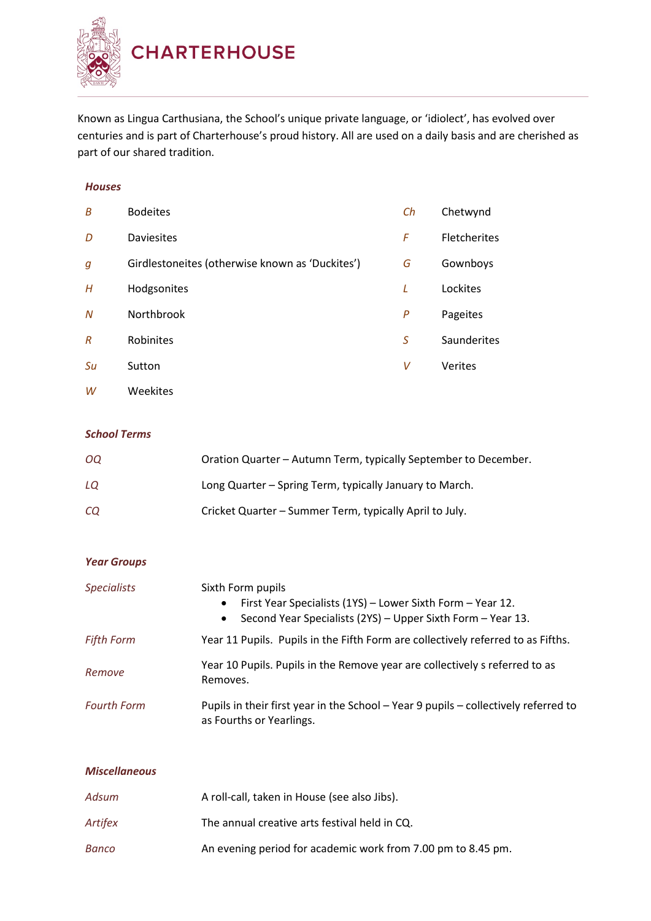# CHARTERHOUSE

Known as Lingua Carthusiana, the School's unique private language, or 'idiolect', has evolved over centuries and is part of Charterhouse's proud history. All are used on a daily basis and are cherished as part of our shared tradition.

### *Houses*

| | | | |
|---|---|---|---|
| *B* | Bodeites | *Ch* | Chetwynd |
| *D* | Daviesites | *F* | Fletcherites |
| *g* | Girdlestoneites (otherwise known as 'Duckites') | *G* | Gownboys |
| *H* | Hodgsonites | *L* | Lockites |
| *N* | Northbrook | *P* | Pageites |
| *R* | Robinites | *S* | Saunderites |
| *Su* | Sutton | *V* | Verites |
| *W* | Weekites | | |

### *School Terms*

| | |
|---|---|
| *OQ* | Oration Quarter – Autumn Term, typically September to December. |
| *LQ* | Long Quarter – Spring Term, typically January to March. |
| *CQ* | Cricket Quarter – Summer Term, typically April to July. |

### *Year Groups*

*Specialists* — Sixth Form pupils
- First Year Specialists (1YS) – Lower Sixth Form – Year 12.
- Second Year Specialists (2YS) – Upper Sixth Form – Year 13.

*Fifth Form* — Year 11 Pupils. Pupils in the Fifth Form are collectively referred to as Fifths.

*Remove* — Year 10 Pupils. Pupils in the Remove year are collectively s referred to as Removes.

*Fourth Form* — Pupils in their first year in the School – Year 9 pupils – collectively referred to as Fourths or Yearlings.

### *Miscellaneous*

| | |
|---|---|
| *Adsum* | A roll-call, taken in House (see also Jibs). |
| *Artifex* | The annual creative arts festival held in CQ. |
| *Banco* | An evening period for academic work from 7.00 pm to 8.45 pm. |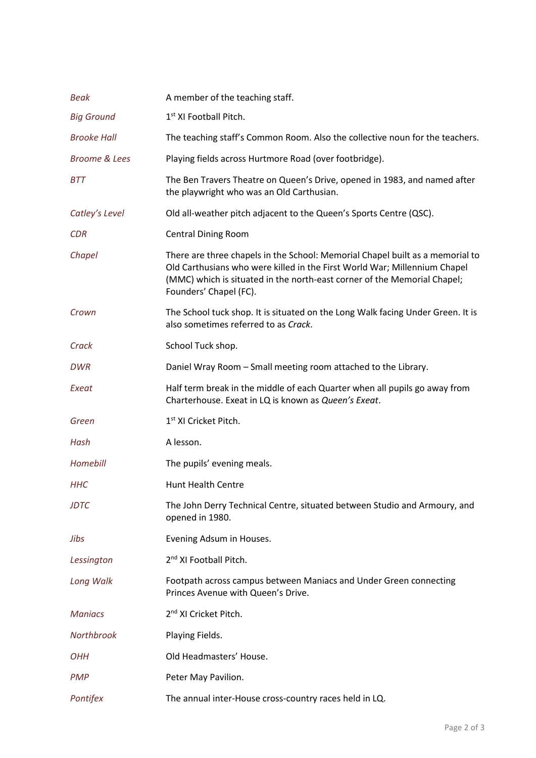| | |
|---|---|
| *Beak* | A member of the teaching staff. |
| *Big Ground* | 1st XI Football Pitch. |
| *Brooke Hall* | The teaching staff's Common Room. Also the collective noun for the teachers. |
| *Broome & Lees* | Playing fields across Hurtmore Road (over footbridge). |
| *BTT* | The Ben Travers Theatre on Queen's Drive, opened in 1983, and named after the playwright who was an Old Carthusian. |
| *Catley's Level* | Old all-weather pitch adjacent to the Queen's Sports Centre (QSC). |
| *CDR* | Central Dining Room |
| *Chapel* | There are three chapels in the School: Memorial Chapel built as a memorial to Old Carthusians who were killed in the First World War; Millennium Chapel (MMC) which is situated in the north-east corner of the Memorial Chapel; Founders' Chapel (FC). |
| *Crown* | The School tuck shop. It is situated on the Long Walk facing Under Green. It is also sometimes referred to as *Crack*. |
| *Crack* | School Tuck shop. |
| *DWR* | Daniel Wray Room – Small meeting room attached to the Library. |
| *Exeat* | Half term break in the middle of each Quarter when all pupils go away from Charterhouse. Exeat in LQ is known as *Queen's Exeat*. |
| *Green* | 1st XI Cricket Pitch. |
| *Hash* | A lesson. |
| *Homebill* | The pupils' evening meals. |
| *HHC* | Hunt Health Centre |
| *JDTC* | The John Derry Technical Centre, situated between Studio and Armoury, and opened in 1980. |
| *Jibs* | Evening Adsum in Houses. |
| *Lessington* | 2nd XI Football Pitch. |
| *Long Walk* | Footpath across campus between Maniacs and Under Green connecting Princes Avenue with Queen's Drive. |
| *Maniacs* | 2nd XI Cricket Pitch. |
| *Northbrook* | Playing Fields. |
| *OHH* | Old Headmasters' House. |
| *PMP* | Peter May Pavilion. |
| *Pontifex* | The annual inter-House cross-country races held in LQ. |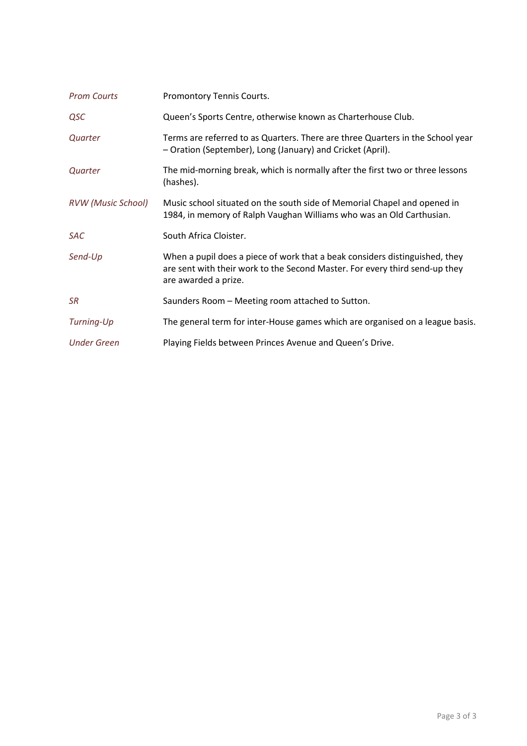| | |
|---|---|
| *Prom Courts* | Promontory Tennis Courts. |
| *QSC* | Queen's Sports Centre, otherwise known as Charterhouse Club. |
| *Quarter* | Terms are referred to as Quarters. There are three Quarters in the School year – Oration (September), Long (January) and Cricket (April). |
| *Quarter* | The mid-morning break, which is normally after the first two or three lessons (hashes). |
| *RVW (Music School)* | Music school situated on the south side of Memorial Chapel and opened in 1984, in memory of Ralph Vaughan Williams who was an Old Carthusian. |
| *SAC* | South Africa Cloister. |
| *Send-Up* | When a pupil does a piece of work that a beak considers distinguished, they are sent with their work to the Second Master. For every third send-up they are awarded a prize. |
| *SR* | Saunders Room – Meeting room attached to Sutton. |
| *Turning-Up* | The general term for inter-House games which are organised on a league basis. |
| *Under Green* | Playing Fields between Princes Avenue and Queen's Drive. |